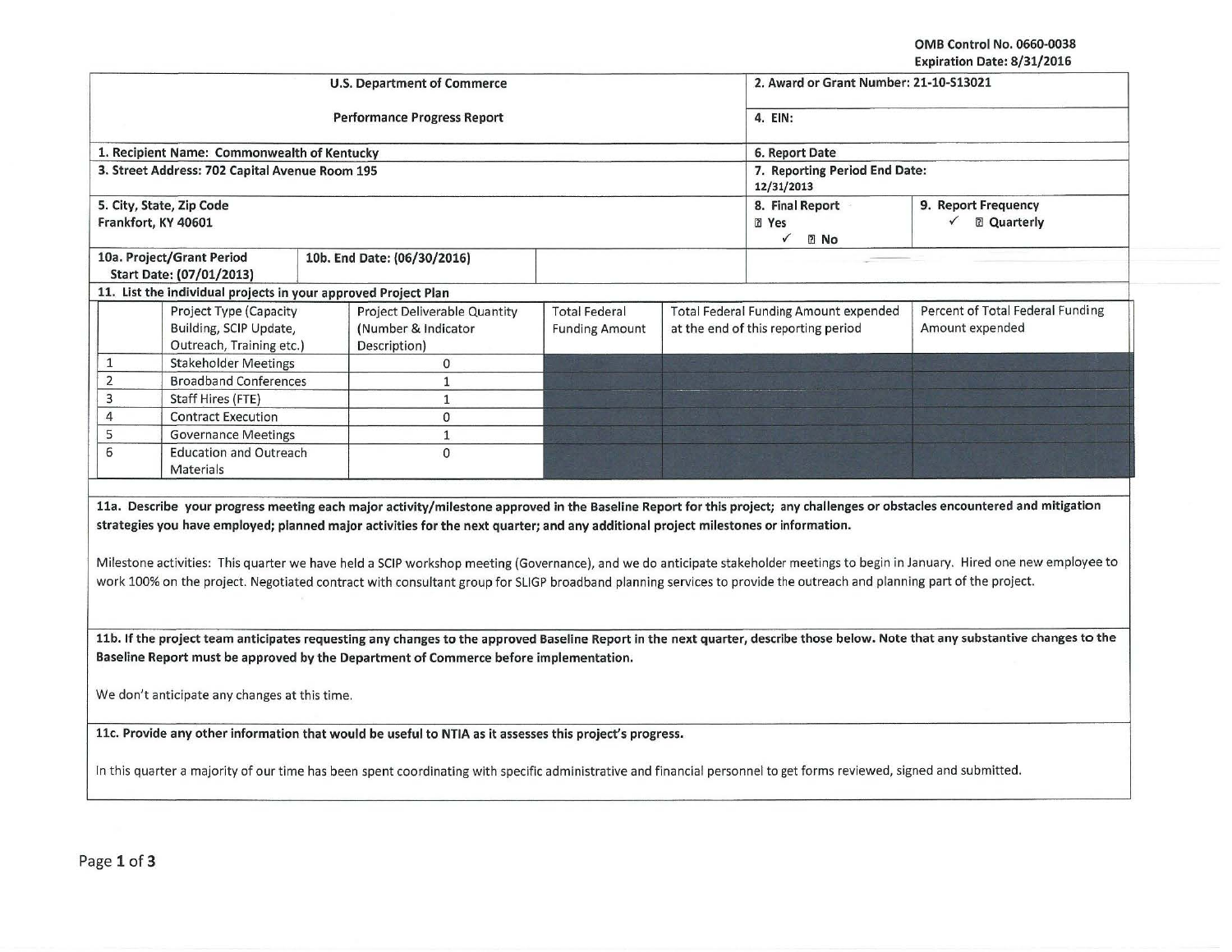OMB Control No. 0660-0038
Expiration Date: 8/31/2016

| U.S. Department of Commerce | 2. Award or Grant Number: 21-10-S13021 |
|---|---|
| Performance Progress Report | 4. EIN: |
| 1. Recipient Name: Commonwealth of Kentucky | 6. Report Date |
| 3. Street Address: 702 Capital Avenue Room 195 | 7. Reporting Period End Date: 12/31/2013 |
| 5. City, State, Zip Code Frankfort, KY 40601 | 8. Final Report ☐ Yes ✓ ☐ No / 9. Report Frequency ✓ ☐ Quarterly |
| 10a. Project/Grant Period Start Date: (07/01/2013) / 10b. End Date: (06/30/2016) | |

**11. List the individual projects in your approved Project Plan**

| | Project Type (Capacity Building, SCIP Update, Outreach, Training etc.) | Project Deliverable Quantity (Number & Indicator Description) | Total Federal Funding Amount | Total Federal Funding Amount expended at the end of this reporting period | Percent of Total Federal Funding Amount expended |
|---|---|---|---|---|---|
| 1 | Stakeholder Meetings | 0 | | | |
| 2 | Broadband Conferences | 1 | | | |
| 3 | Staff Hires (FTE) | 1 | | | |
| 4 | Contract Execution | 0 | | | |
| 5 | Governance Meetings | 1 | | | |
| 6 | Education and Outreach Materials | 0 | | | |

**11a. Describe your progress meeting each major activity/milestone approved in the Baseline Report for this project; any challenges or obstacles encountered and mitigation strategies you have employed; planned major activities for the next quarter; and any additional project milestones or information.**

Milestone activities: This quarter we have held a SCIP workshop meeting (Governance), and we do anticipate stakeholder meetings to begin in January. Hired one new employee to work 100% on the project. Negotiated contract with consultant group for SLIGP broadband planning services to provide the outreach and planning part of the project.

**11b. If the project team anticipates requesting any changes to the approved Baseline Report in the next quarter, describe those below. Note that any substantive changes to the Baseline Report must be approved by the Department of Commerce before implementation.**

We don't anticipate any changes at this time.

**11c. Provide any other information that would be useful to NTIA as it assesses this project's progress.**

In this quarter a majority of our time has been spent coordinating with specific administrative and financial personnel to get forms reviewed, signed and submitted.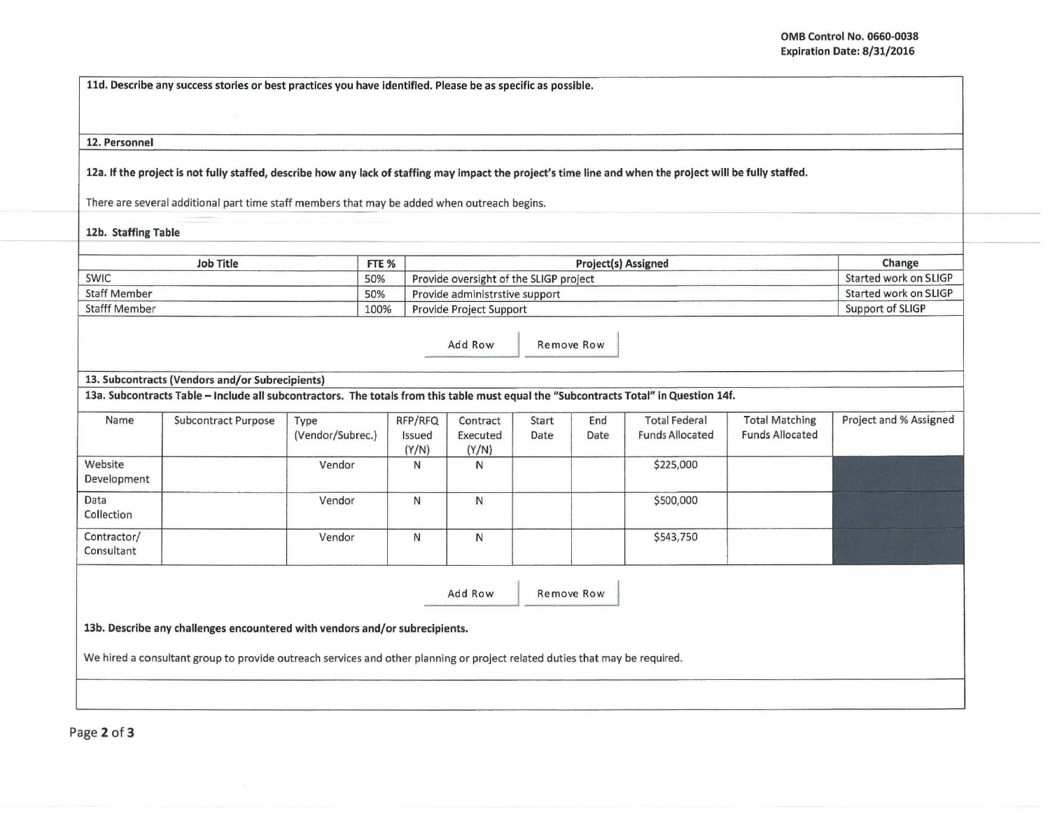**11d. Describe any success stories or best practices you have identified. Please be as specific as possible.**

**12. Personnel**

**12a. If the project is not fully staffed, describe how any lack of staffing may impact the project's time line and when the project will be fully staffed.**

There are several additional part time staff members that may be added when outreach begins.

**12b. Staffing Table**

| Job Title | FTE % | Project(s) Assigned | Change |
|---|---|---|---|
| SWIC | 50% | Provide oversight of the SLIGP project | Started work on SLIGP |
| Staff Member | 50% | Provide administrstive support | Started work on SLIGP |
| Stafff Member | 100% | Provide Project Support | Support of SLIGP |

Add Row Remove Row

**13. Subcontracts (Vendors and/or Subrecipients)**

**13a. Subcontracts Table – Include all subcontractors. The totals from this table must equal the "Subcontracts Total" in Question 14f.**

| Name | Subcontract Purpose | Type (Vendor/Subrec.) | RFP/RFQ Issued (Y/N) | Contract Executed (Y/N) | Start Date | End Date | Total Federal Funds Allocated | Total Matching Funds Allocated | Project and % Assigned |
|---|---|---|---|---|---|---|---|---|---|
| Website Development | | Vendor | N | N | | | $225,000 | | |
| Data Collection | | Vendor | N | N | | | $500,000 | | |
| Contractor/ Consultant | | Vendor | N | N | | | $543,750 | | |

Add Row Remove Row

**13b. Describe any challenges encountered with vendors and/or subrecipients.**

We hired a consultant group to provide outreach services and other planning or project related duties that may be required.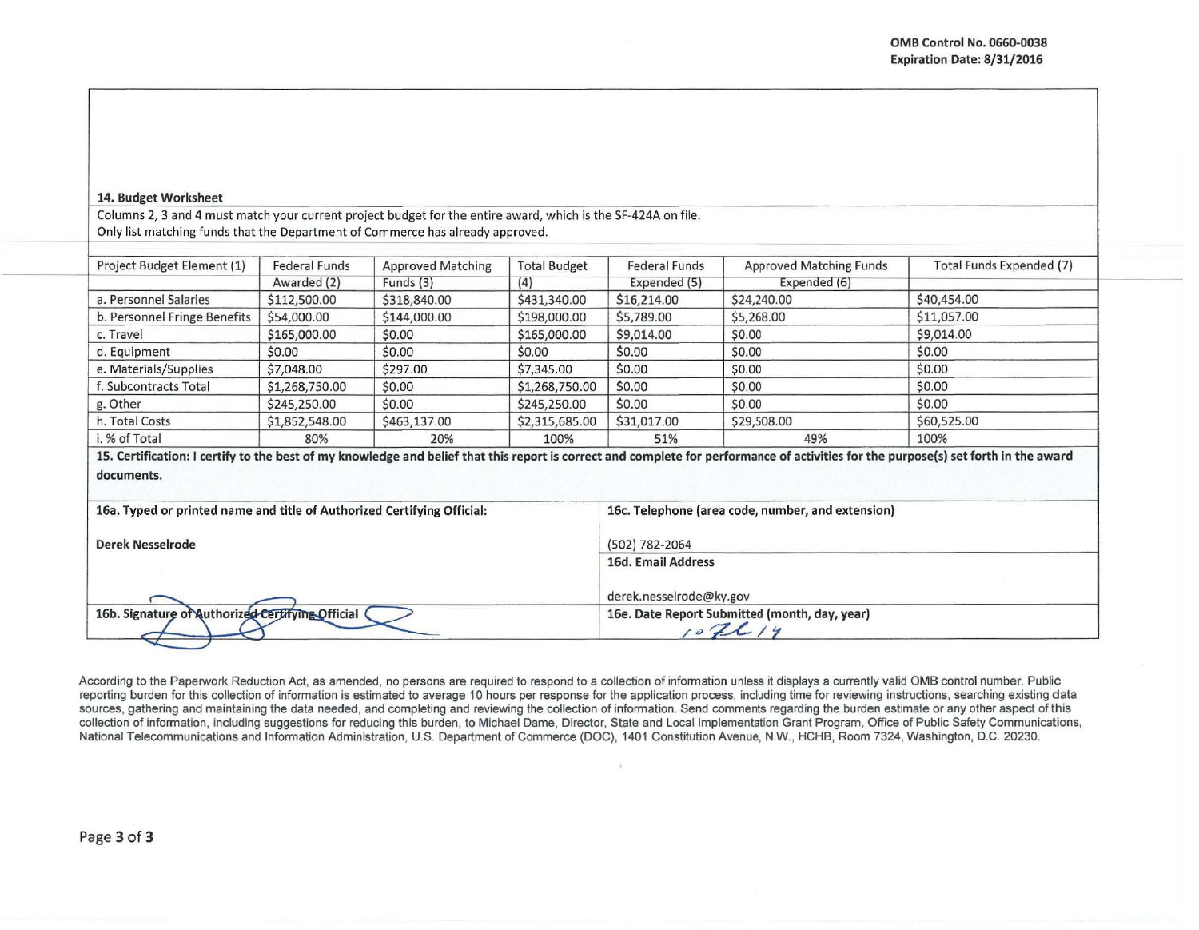OMB Control No. 0660-0038
Expiration Date: 8/31/2016

**14. Budget Worksheet**

Columns 2, 3 and 4 must match your current project budget for the entire award, which is the SF-424A on file.
Only list matching funds that the Department of Commerce has already approved.

| Project Budget Element (1) | Federal Funds Awarded (2) | Approved Matching Funds (3) | Total Budget (4) | Federal Funds Expended (5) | Approved Matching Funds Expended (6) | Total Funds Expended (7) |
|---|---|---|---|---|---|---|
| a. Personnel Salaries | $112,500.00 | $318,840.00 | $431,340.00 | $16,214.00 | $24,240.00 | $40,454.00 |
| b. Personnel Fringe Benefits | $54,000.00 | $144,000.00 | $198,000.00 | $5,789.00 | $5,268.00 | $11,057.00 |
| c. Travel | $165,000.00 | $0.00 | $165,000.00 | $9,014.00 | $0.00 | $9,014.00 |
| d. Equipment | $0.00 | $0.00 | $0.00 | $0.00 | $0.00 | $0.00 |
| e. Materials/Supplies | $7,048.00 | $297.00 | $7,345.00 | $0.00 | $0.00 | $0.00 |
| f. Subcontracts Total | $1,268,750.00 | $0.00 | $1,268,750.00 | $0.00 | $0.00 | $0.00 |
| g. Other | $245,250.00 | $0.00 | $245,250.00 | $0.00 | $0.00 | $0.00 |
| h. Total Costs | $1,852,548.00 | $463,137.00 | $2,315,685.00 | $31,017.00 | $29,508.00 | $60,525.00 |
| i. % of Total | 80% | 20% | 100% | 51% | 49% | 100% |

**15. Certification: I certify to the best of my knowledge and belief that this report is correct and complete for performance of activities for the purpose(s) set forth in the award documents.**

| | |
|---|---|
| **16a. Typed or printed name and title of Authorized Certifying Official:** Derek Nesselrode | **16c. Telephone (area code, number, and extension)** (502) 782-2064 |
| | **16d. Email Address** derek.nesselrode@ky.gov |
| **16b. Signature of Authorized Certifying Official** | **16e. Date Report Submitted (month, day, year)** 10-28-14 |

According to the Paperwork Reduction Act, as amended, no persons are required to respond to a collection of information unless it displays a currently valid OMB control number. Public reporting burden for this collection of information is estimated to average 10 hours per response for the application process, including time for reviewing instructions, searching existing data sources, gathering and maintaining the data needed, and completing and reviewing the collection of information. Send comments regarding the burden estimate or any other aspect of this collection of information, including suggestions for reducing this burden, to Michael Dame, Director, State and Local Implementation Grant Program, Office of Public Safety Communications, National Telecommunications and Information Administration, U.S. Department of Commerce (DOC), 1401 Constitution Avenue, N.W., HCHB, Room 7324, Washington, D.C. 20230.